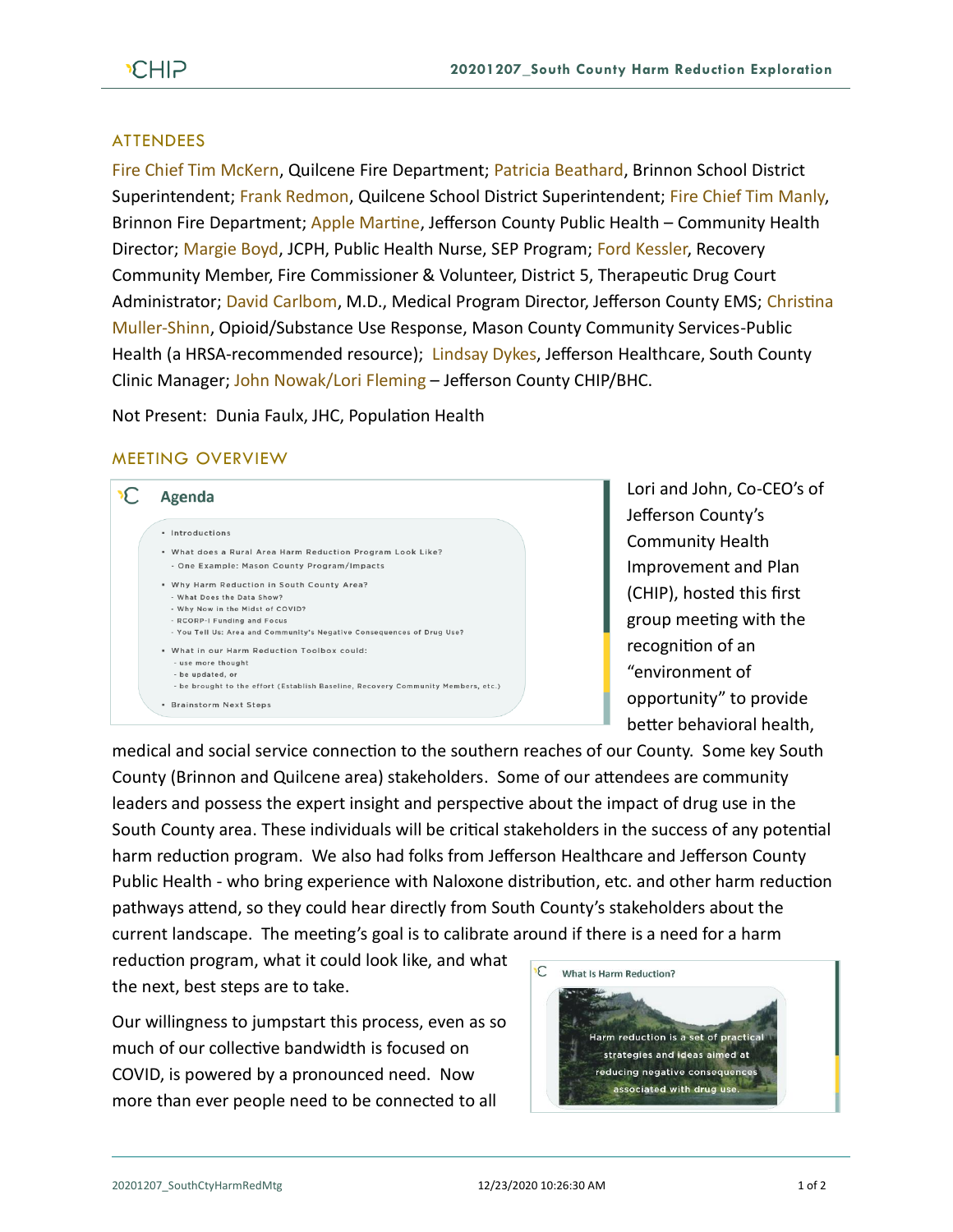## ATTENDEES

Fire Chief Tim McKern, Quilcene Fire Department; Patricia Beathard, Brinnon School District Superintendent; Frank Redmon, Quilcene School District Superintendent; Fire Chief Tim Manly, Brinnon Fire Department; Apple Martine, Jefferson County Public Health – Community Health Director; Margie Boyd, JCPH, Public Health Nurse, SEP Program; Ford Kessler, Recovery Community Member, Fire Commissioner & Volunteer, District 5, Therapeutic Drug Court Administrator; David Carlbom, M.D., Medical Program Director, Jefferson County EMS; Christina Muller-Shinn, Opioid/Substance Use Response, Mason County Community Services-Public Health (a HRSA-recommended resource); Lindsay Dykes, Jefferson Healthcare, South County Clinic Manager; John Nowak/Lori Fleming – Jefferson County CHIP/BHC.

Not Present: Dunia Faulx, JHC, Population Health

## MEETING OVERVIEW

**Agenda**

- Introductions
- What does a Rural Area Harm Reduction Program Look Like?
  - One Example: Mason County Program/Impacts
- Why Harm Reduction in South County Area?
  - What Does the Data Show?
  - Why Now in the Midst of COVID?
  - RCORP-I Funding and Focus
  - You Tell Us: Area and Community's Negative Consequences of Drug Use?
- What in our Harm Reduction Toolbox could:
  - use more thought
  - be updated, or
  - be brought to the effort (Establish Baseline, Recovery Community Members, etc.)
- Brainstorm Next Steps

Lori and John, Co-CEO's of Jefferson County's Community Health Improvement and Plan (CHIP), hosted this first group meeting with the recognition of an "environment of opportunity" to provide better behavioral health, medical and social service connection to the southern reaches of our County. Some key South County (Brinnon and Quilcene area) stakeholders. Some of our attendees are community leaders and possess the expert insight and perspective about the impact of drug use in the South County area. These individuals will be critical stakeholders in the success of any potential harm reduction program. We also had folks from Jefferson Healthcare and Jefferson County Public Health - who bring experience with Naloxone distribution, etc. and other harm reduction pathways attend, so they could hear directly from South County's stakeholders about the current landscape. The meeting's goal is to calibrate around if there is a need for a harm reduction program, what it could look like, and what the next, best steps are to take.

**What Is Harm Reduction?**

Harm reduction is a set of practical strategies and ideas aimed at reducing negative consequences associated with drug use.

Our willingness to jumpstart this process, even as so much of our collective bandwidth is focused on COVID, is powered by a pronounced need. Now more than ever people need to be connected to all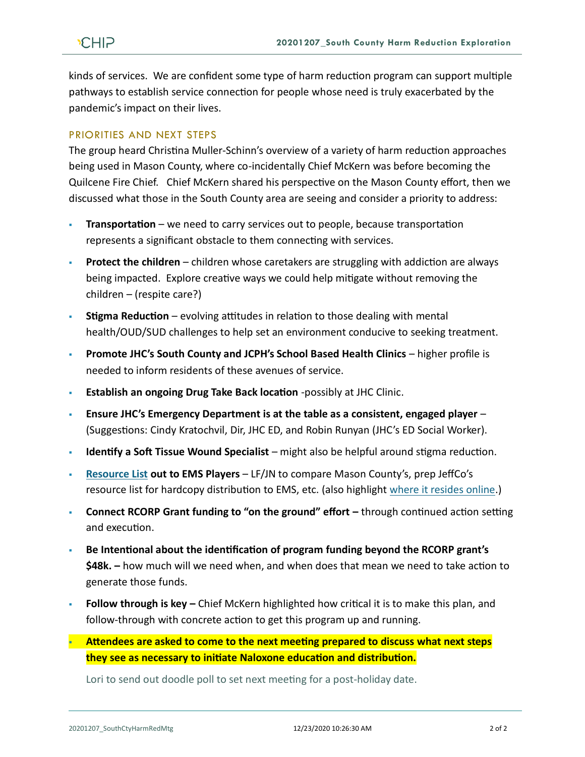kinds of services. We are confident some type of harm reduction program can support multiple pathways to establish service connection for people whose need is truly exacerbated by the pandemic's impact on their lives.

## PRIORITIES AND NEXT STEPS

The group heard Christina Muller-Schinn's overview of a variety of harm reduction approaches being used in Mason County, where co-incidentally Chief McKern was before becoming the Quilcene Fire Chief. Chief McKern shared his perspective on the Mason County effort, then we discussed what those in the South County area are seeing and consider a priority to address:

- **Transportation** – we need to carry services out to people, because transportation represents a significant obstacle to them connecting with services.
- **Protect the children** – children whose caretakers are struggling with addiction are always being impacted. Explore creative ways we could help mitigate without removing the children – (respite care?)
- **Stigma Reduction** – evolving attitudes in relation to those dealing with mental health/OUD/SUD challenges to help set an environment conducive to seeking treatment.
- **Promote JHC's South County and JCPH's School Based Health Clinics** – higher profile is needed to inform residents of these avenues of service.
- **Establish an ongoing Drug Take Back location** -possibly at JHC Clinic.
- **Ensure JHC's Emergency Department is at the table as a consistent, engaged player** – (Suggestions: Cindy Kratochvil, Dir, JHC ED, and Robin Runyan (JHC's ED Social Worker).
- **Identify a Soft Tissue Wound Specialist** – might also be helpful around stigma reduction.
- **Resource List out to EMS Players** – LF/JN to compare Mason County's, prep JeffCo's resource list for hardcopy distribution to EMS, etc. (also highlight where it resides online.)
- **Connect RCORP Grant funding to "on the ground" effort –** through continued action setting and execution.
- **Be Intentional about the identification of program funding beyond the RCORP grant's $48k. –** how much will we need when, and when does that mean we need to take action to generate those funds.
- **Follow through is key –** Chief McKern highlighted how critical it is to make this plan, and follow-through with concrete action to get this program up and running.
- **Attendees are asked to come to the next meeting prepared to discuss what next steps they see as necessary to initiate Naloxone education and distribution.**

Lori to send out doodle poll to set next meeting for a post-holiday date.